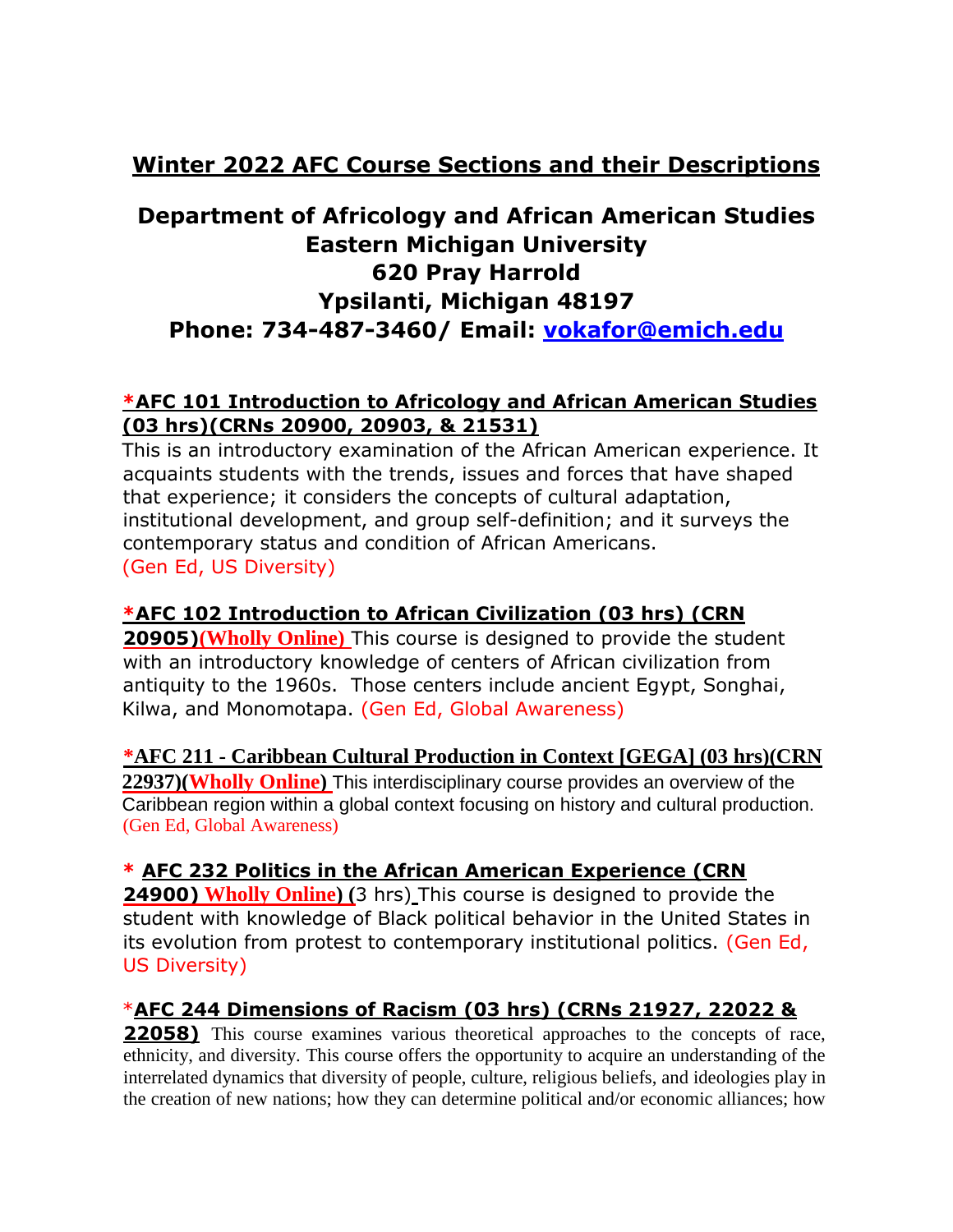# Winter 2022 AFC Course Sections and their Descriptions

## Department of Africology and African American Studies
## Eastern Michigan University
## 620 Pray Harrold
## Ypsilanti, Michigan 48197
## Phone: 734-487-3460/ Email: vokafor@emich.edu

**\*AFC 101 Introduction to Africology and African American Studies (03 hrs)(CRNs 20900, 20903, & 21531)**
This is an introductory examination of the African American experience. It acquaints students with the trends, issues and forces that have shaped that experience; it considers the concepts of cultural adaptation, institutional development, and group self-definition; and it surveys the contemporary status and condition of African Americans.
(Gen Ed, US Diversity)

**\*AFC 102 Introduction to African Civilization (03 hrs) (CRN 20905)(Wholly Online)** This course is designed to provide the student with an introductory knowledge of centers of African civilization from antiquity to the 1960s. Those centers include ancient Egypt, Songhai, Kilwa, and Monomotapa. (Gen Ed, Global Awareness)

**\*AFC 211 - Caribbean Cultural Production in Context [GEGA] (03 hrs)(CRN 22937)(Wholly Online)** This interdisciplinary course provides an overview of the Caribbean region within a global context focusing on history and cultural production. (Gen Ed, Global Awareness)

**\* AFC 232 Politics in the African American Experience (CRN 24900) Wholly Online) (**3 hrs) This course is designed to provide the student with knowledge of Black political behavior in the United States in its evolution from protest to contemporary institutional politics. (Gen Ed, US Diversity)

**\*AFC 244 Dimensions of Racism (03 hrs) (CRNs 21927, 22022 & 22058)** This course examines various theoretical approaches to the concepts of race, ethnicity, and diversity. This course offers the opportunity to acquire an understanding of the interrelated dynamics that diversity of people, culture, religious beliefs, and ideologies play in the creation of new nations; how they can determine political and/or economic alliances; how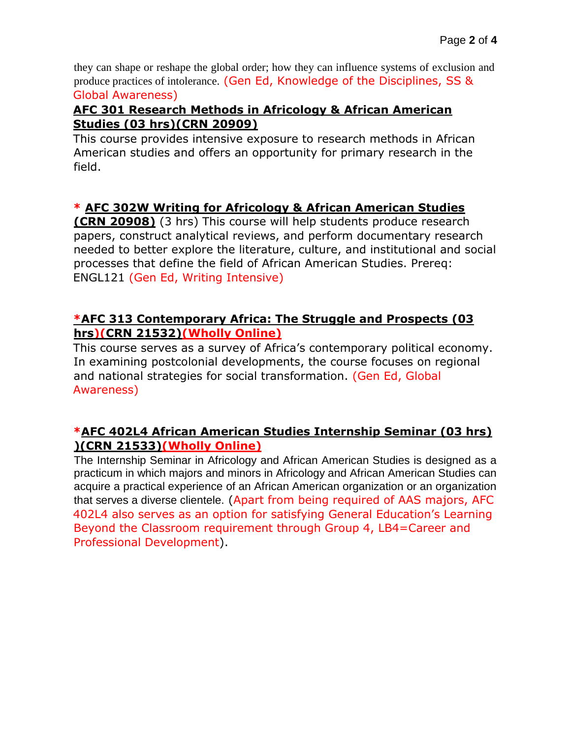they can shape or reshape the global order; how they can influence systems of exclusion and produce practices of intolerance. (Gen Ed, Knowledge of the Disciplines, SS & Global Awareness)

**AFC 301 Research Methods in Africology & African American Studies (03 hrs)(CRN 20909)**

This course provides intensive exposure to research methods in African American studies and offers an opportunity for primary research in the field.

**\* AFC 302W Writing for Africology & African American Studies (CRN 20908)** (3 hrs) This course will help students produce research papers, construct analytical reviews, and perform documentary research needed to better explore the literature, culture, and institutional and social processes that define the field of African American Studies. Prereq: ENGL121 (Gen Ed, Writing Intensive)

**\*AFC 313 Contemporary Africa: The Struggle and Prospects (03 hrs)(CRN 21532)(Wholly Online)**

This course serves as a survey of Africa's contemporary political economy. In examining postcolonial developments, the course focuses on regional and national strategies for social transformation. (Gen Ed, Global Awareness)

**\*AFC 402L4 African American Studies Internship Seminar (03 hrs) )(CRN 21533)(Wholly Online)**

The Internship Seminar in Africology and African American Studies is designed as a practicum in which majors and minors in Africology and African American Studies can acquire a practical experience of an African American organization or an organization that serves a diverse clientele. (Apart from being required of AAS majors, AFC 402L4 also serves as an option for satisfying General Education's Learning Beyond the Classroom requirement through Group 4, LB4=Career and Professional Development).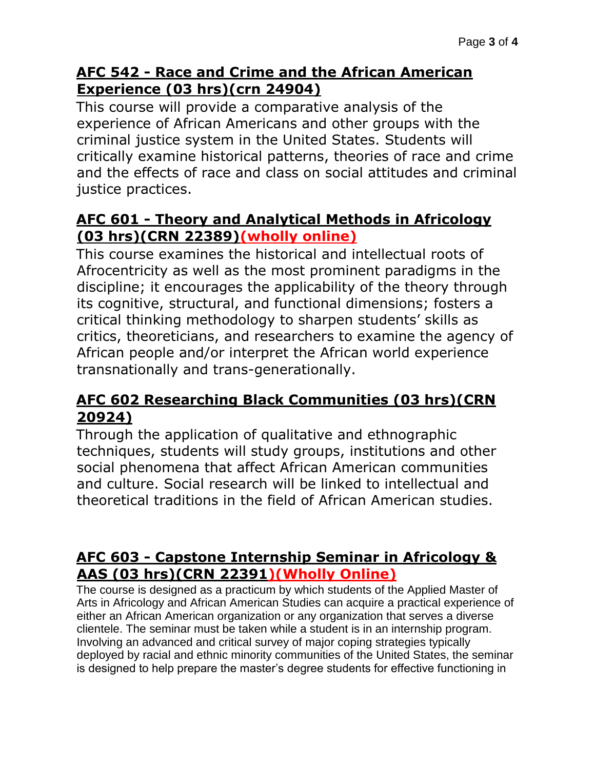## AFC 542 - Race and Crime and the African American Experience (03 hrs)(crn 24904)

This course will provide a comparative analysis of the experience of African Americans and other groups with the criminal justice system in the United States. Students will critically examine historical patterns, theories of race and crime and the effects of race and class on social attitudes and criminal justice practices.

## AFC 601 - Theory and Analytical Methods in Africology (03 hrs)(CRN 22389)(wholly online)

This course examines the historical and intellectual roots of Afrocentricity as well as the most prominent paradigms in the discipline; it encourages the applicability of the theory through its cognitive, structural, and functional dimensions; fosters a critical thinking methodology to sharpen students' skills as critics, theoreticians, and researchers to examine the agency of African people and/or interpret the African world experience transnationally and trans-generationally.

## AFC 602 Researching Black Communities (03 hrs)(CRN 20924)

Through the application of qualitative and ethnographic techniques, students will study groups, institutions and other social phenomena that affect African American communities and culture. Social research will be linked to intellectual and theoretical traditions in the field of African American studies.

## AFC 603 - Capstone Internship Seminar in Africology & AAS (03 hrs)(CRN 22391)(Wholly Online)

The course is designed as a practicum by which students of the Applied Master of Arts in Africology and African American Studies can acquire a practical experience of either an African American organization or any organization that serves a diverse clientele. The seminar must be taken while a student is in an internship program. Involving an advanced and critical survey of major coping strategies typically deployed by racial and ethnic minority communities of the United States, the seminar is designed to help prepare the master's degree students for effective functioning in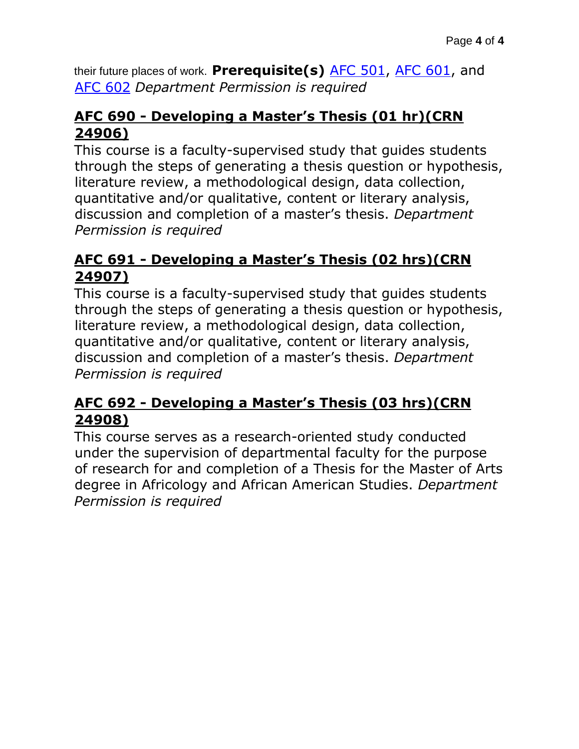their future places of work. **Prerequisite(s)** AFC 501, AFC 601, and AFC 602 *Department Permission is required*

## AFC 690 - Developing a Master's Thesis (01 hr)(CRN 24906)

This course is a faculty-supervised study that guides students through the steps of generating a thesis question or hypothesis, literature review, a methodological design, data collection, quantitative and/or qualitative, content or literary analysis, discussion and completion of a master's thesis. *Department Permission is required*

## AFC 691 - Developing a Master's Thesis (02 hrs)(CRN 24907)

This course is a faculty-supervised study that guides students through the steps of generating a thesis question or hypothesis, literature review, a methodological design, data collection, quantitative and/or qualitative, content or literary analysis, discussion and completion of a master's thesis. *Department Permission is required*

## AFC 692 - Developing a Master's Thesis (03 hrs)(CRN 24908)

This course serves as a research-oriented study conducted under the supervision of departmental faculty for the purpose of research for and completion of a Thesis for the Master of Arts degree in Africology and African American Studies. *Department Permission is required*